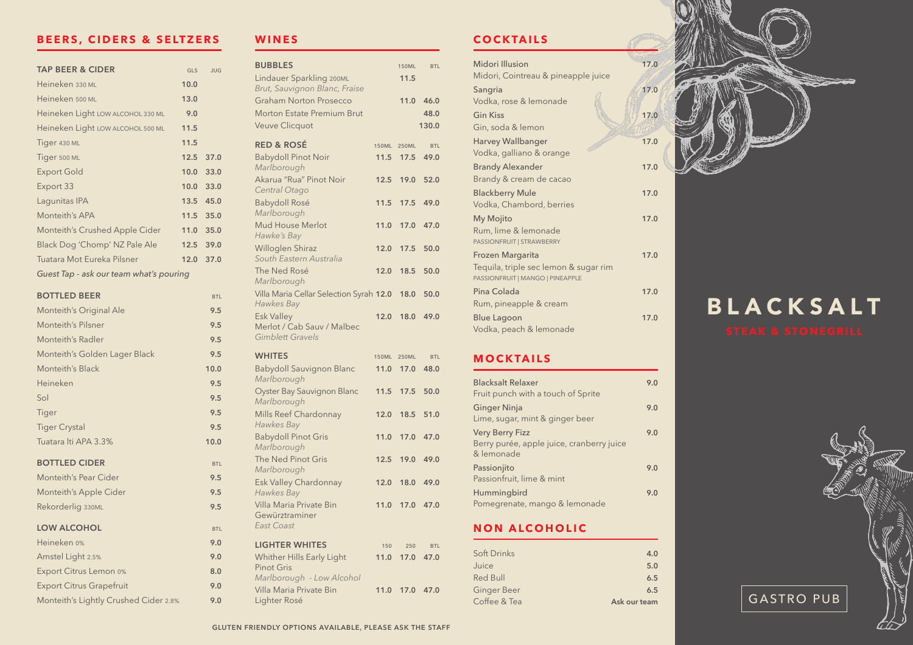## BEERS, CIDERS & SELTZERS

| TAP BEER & CIDER | GLS | JUG |
|---|---|---|
| Heineken 330 ML | 10.0 | |
| Heineken 500 ML | 13.0 | |
| Heineken Light LOW ALCOHOL 330 ML | 9.0 | |
| Heineken Light LOW ALCOHOL 500 ML | 11.5 | |
| Tiger 430 ML | 11.5 | |
| Tiger 500 ML | 12.5 | 37.0 |
| Export Gold | 10.0 | 33.0 |
| Export 33 | 10.0 | 33.0 |
| Lagunitas IPA | 13.5 | 45.0 |
| Monteith's APA | 11.5 | 35.0 |
| Monteith's Crushed Apple Cider | 11.0 | 35.0 |
| Black Dog 'Chomp' NZ Pale Ale | 12.5 | 39.0 |
| Tuatara Mot Eureka Pilsner | 12.0 | 37.0 |

*Guest Tap - ask our team what's pouring*

| BOTTLED BEER | BTL |
|---|---|
| Monteith's Original Ale | 9.5 |
| Monteith's Pilsner | 9.5 |
| Monteith's Radler | 9.5 |
| Monteith's Golden Lager Black | 9.5 |
| Monteith's Black | 10.0 |
| Heineken | 9.5 |
| Sol | 9.5 |
| Tiger | 9.5 |
| Tiger Crystal | 9.5 |
| Tuatara Iti APA 3.3% | 10.0 |

| BOTTLED CIDER | BTL |
|---|---|
| Monteith's Pear Cider | 9.5 |
| Monteith's Apple Cider | 9.5 |
| Rekorderlig 330ML | 9.5 |

| LOW ALCOHOL | BTL |
|---|---|
| Heineken 0% | 9.0 |
| Amstel Light 2.5% | 9.0 |
| Export Citrus Lemon 0% | 8.0 |
| Export Citrus Grapefruit | 9.0 |
| Monteith's Lightly Crushed Cider 2.8% | 9.0 |

## WINES

| BUBBLES | 150ML | BTL |
|---|---|---|
| Lindauer Sparkling 200ML *Brut, Sauvignon Blanc, Fraise* | 11.5 | |
| Graham Norton Prosecco | 11.0 | 46.0 |
| Morton Estate Premium Brut | | 48.0 |
| Veuve Clicquot | | 130.0 |

| RED & ROSÉ | 150ML | 250ML | BTL |
|---|---|---|---|
| Babydoll Pinot Noir *Marlborough* | 11.5 | 17.5 | 49.0 |
| Akarua "Rua" Pinot Noir *Central Otago* | 12.5 | 19.0 | 52.0 |
| Babydoll Rosé *Marlborough* | 11.5 | 17.5 | 49.0 |
| Mud House Merlot *Hawke's Bay* | 11.0 | 17.0 | 47.0 |
| Willoglen Shiraz *South Eastern Australia* | 12.0 | 17.5 | 50.0 |
| The Ned Rosé *Marlborough* | 12.0 | 18.5 | 50.0 |
| Villa Maria Cellar Selection Syrah *Hawkes Bay* | 12.0 | 18.0 | 50.0 |
| Esk Valley Merlot / Cab Sauv / Malbec *Gimblett Gravels* | 12.0 | 18.0 | 49.0 |

| WHITES | 150ML | 250ML | BTL |
|---|---|---|---|
| Babydoll Sauvignon Blanc *Marlborough* | 11.0 | 17.0 | 48.0 |
| Oyster Bay Sauvignon Blanc *Marlborough* | 11.5 | 17.5 | 50.0 |
| Mills Reef Chardonnay *Hawkes Bay* | 12.0 | 18.5 | 51.0 |
| Babydoll Pinot Gris *Marlborough* | 11.0 | 17.0 | 47.0 |
| The Ned Pinot Gris *Marlborough* | 12.5 | 19.0 | 49.0 |
| Esk Valley Chardonnay *Hawkes Bay* | 12.0 | 18.0 | 49.0 |
| Villa Maria Private Bin Gewürztraminer *East Coast* | 11.0 | 17.0 | 47.0 |

| LIGHTER WHITES | 150 | 250 | BTL |
|---|---|---|---|
| Whither Hills Early Light Pinot Gris *Marlborough - Low Alcohol* | 11.0 | 17.0 | 47.0 |
| Villa Maria Private Bin Lighter Rosé | 11.0 | 17.0 | 47.0 |

## COCKTAILS

| | |
|---|---|
| Midori Illusion<br>Midori, Cointreau & pineapple juice | 17.0 |
| Sangria<br>Vodka, rose & lemonade | 17.0 |
| Gin Kiss<br>Gin, soda & lemon | 17.0 |
| Harvey Wallbanger<br>Vodka, galliano & orange | 17.0 |
| Brandy Alexander<br>Brandy & cream de cacao | 17.0 |
| Blackberry Mule<br>Vodka, Chambord, berries | 17.0 |
| My Mojito<br>Rum, lime & lemonade<br>PASSIONFRUIT \| STRAWBERRY | 17.0 |
| Frozen Margarita<br>Tequila, triple sec lemon & sugar rim<br>PASSIONFRUIT \| MANGO \| PINEAPPLE | 17.0 |
| Pina Colada<br>Rum, pineapple & cream | 17.0 |
| Blue Lagoon<br>Vodka, peach & lemonade | 17.0 |

## MOCKTAILS

| | |
|---|---|
| Blacksalt Relaxer<br>Fruit punch with a touch of Sprite | 9.0 |
| Ginger Ninja<br>Lime, sugar, mint & ginger beer | 9.0 |
| Very Berry Fizz<br>Berry purée, apple juice, cranberry juice & lemonade | 9.0 |
| Passionjito<br>Passionfruit, lime & mint | 9.0 |
| Hummingbird<br>Pomegrenate, mango & lemonade | 9.0 |

## NON ALCOHOLIC

| | |
|---|---|
| Soft Drinks | 4.0 |
| Juice | 5.0 |
| Red Bull | 6.5 |
| Ginger Beer | 6.5 |
| Coffee & Tea | Ask our team |

GLUTEN FRIENDLY OPTIONS AVAILABLE, PLEASE ASK THE STAFF

# BLACKSALT

STEAK & STONEGRILL

GASTRO PUB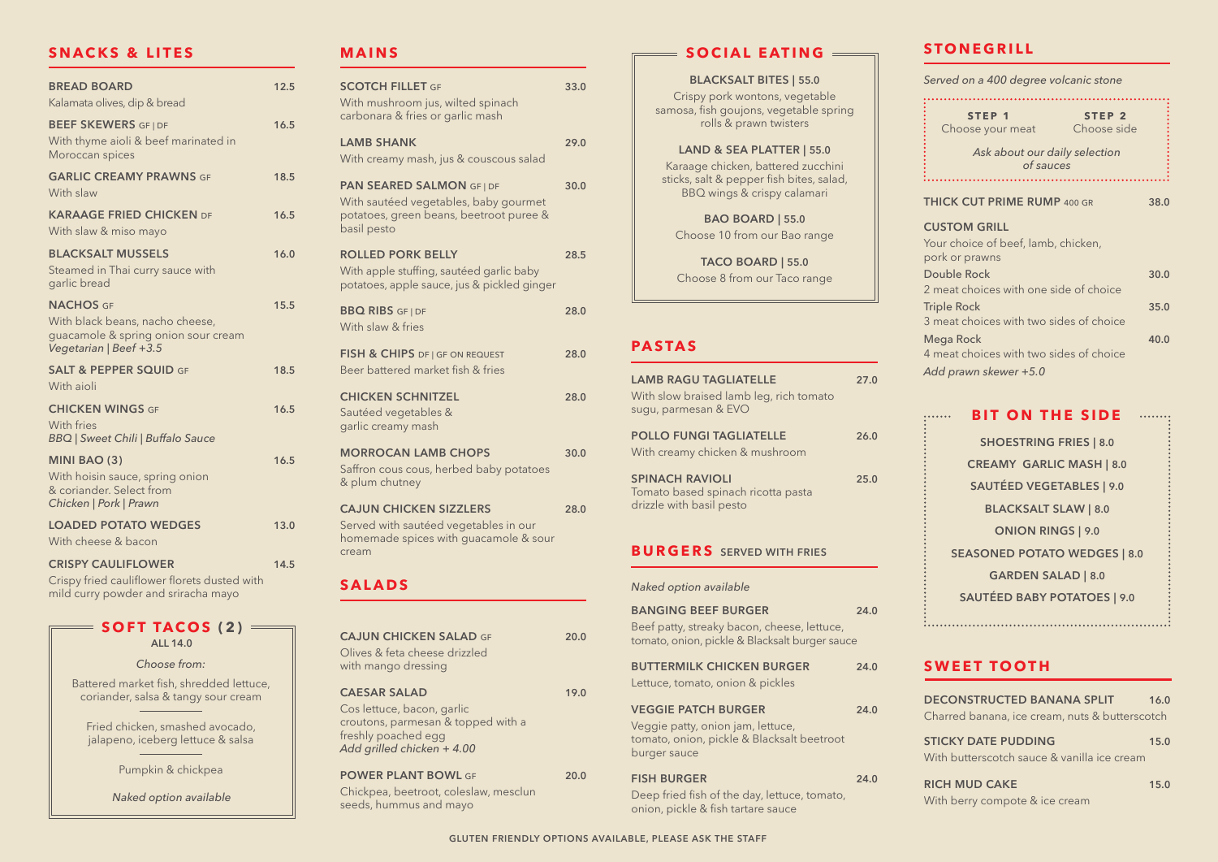## SNACKS & LITES

**BREAD BOARD** 12.5
Kalamata olives, dip & bread

**BEEF SKEWERS** GF | DF 16.5
With thyme aioli & beef marinated in Moroccan spices

**GARLIC CREAMY PRAWNS** GF 18.5
With slaw

**KARAAGE FRIED CHICKEN** DF 16.5
With slaw & miso mayo

**BLACKSALT MUSSELS** 16.0
Steamed in Thai curry sauce with garlic bread

**NACHOS** GF 15.5
With black beans, nacho cheese, guacamole & spring onion sour cream
*Vegetarian | Beef +3.5*

**SALT & PEPPER SQUID** GF 18.5
With aioli

**CHICKEN WINGS** GF 16.5
With fries
*BBQ | Sweet Chili | Buffalo Sauce*

**MINI BAO (3)** 16.5
With hoisin sauce, spring onion & coriander. Select from
*Chicken | Pork | Prawn*

**LOADED POTATO WEDGES** 13.0
With cheese & bacon

**CRISPY CAULIFLOWER** 14.5
Crispy fried cauliflower florets dusted with mild curry powder and sriracha mayo

## SOFT TACOS (2)

**ALL 14.0**

*Choose from:*

Battered market fish, shredded lettuce, coriander, salsa & tangy sour cream

Fried chicken, smashed avocado, jalapeno, iceberg lettuce & salsa

Pumpkin & chickpea

*Naked option available*

## MAINS

**SCOTCH FILLET** GF 33.0
With mushroom jus, wilted spinach carbonara & fries or garlic mash

**LAMB SHANK** 29.0
With creamy mash, jus & couscous salad

**PAN SEARED SALMON** GF | DF 30.0
With sautéed vegetables, baby gourmet potatoes, green beans, beetroot puree & basil pesto

**ROLLED PORK BELLY** 28.5
With apple stuffing, sautéed garlic baby potatoes, apple sauce, jus & pickled ginger

**BBQ RIBS** GF | DF 28.0
With slaw & fries

**FISH & CHIPS** DF | GF ON REQUEST 28.0
Beer battered market fish & fries

**CHICKEN SCHNITZEL** 28.0
Sautéed vegetables & garlic creamy mash

**MORROCAN LAMB CHOPS** 30.0
Saffron cous cous, herbed baby potatoes & plum chutney

**CAJUN CHICKEN SIZZLERS** 28.0
Served with sautéed vegetables in our homemade spices with guacamole & sour cream

## SALADS

**CAJUN CHICKEN SALAD** GF 20.0
Olives & feta cheese drizzled with mango dressing

**CAESAR SALAD** 19.0
Cos lettuce, bacon, garlic croutons, parmesan & topped with a freshly poached egg
*Add grilled chicken + 4.00*

**POWER PLANT BOWL** GF 20.0
Chickpea, beetroot, coleslaw, mesclun seeds, hummus and mayo

## SOCIAL EATING

**BLACKSALT BITES | 55.0**
Crispy pork wontons, vegetable samosa, fish goujons, vegetable spring rolls & prawn twisters

**LAND & SEA PLATTER | 55.0**
Karaage chicken, battered zucchini sticks, salt & pepper fish bites, salad, BBQ wings & crispy calamari

**BAO BOARD | 55.0**
Choose 10 from our Bao range

**TACO BOARD | 55.0**
Choose 8 from our Taco range

## PASTAS

**LAMB RAGU TAGLIATELLE** 27.0
With slow braised lamb leg, rich tomato sugu, parmesan & EVO

**POLLO FUNGI TAGLIATELLE** 26.0
With creamy chicken & mushroom

**SPINACH RAVIOLI** 25.0
Tomato based spinach ricotta pasta drizzle with basil pesto

## BURGERS SERVED WITH FRIES

*Naked option available*

**BANGING BEEF BURGER** 24.0
Beef patty, streaky bacon, cheese, lettuce, tomato, onion, pickle & Blacksalt burger sauce

**BUTTERMILK CHICKEN BURGER** 24.0
Lettuce, tomato, onion & pickles

**VEGGIE PATCH BURGER** 24.0
Veggie patty, onion jam, lettuce, tomato, onion, pickle & Blacksalt beetroot burger sauce

**FISH BURGER** 24.0
Deep fried fish of the day, lettuce, tomato, onion, pickle & fish tartare sauce

## STONEGRILL

*Served on a 400 degree volcanic stone*

**STEP 1** Choose your meat
**STEP 2** Choose side

*Ask about our daily selection of sauces*

**THICK CUT PRIME RUMP** 400 GR 38.0

**CUSTOM GRILL**
Your choice of beef, lamb, chicken, pork or prawns

Double Rock 30.0
2 meat choices with one side of choice

Triple Rock 35.0
3 meat choices with two sides of choice

Mega Rock 40.0
4 meat choices with two sides of choice

*Add prawn skewer +5.0*

## BIT ON THE SIDE

**SHOESTRING FRIES | 8.0**

**CREAMY GARLIC MASH | 8.0**

**SAUTÉED VEGETABLES | 9.0**

**BLACKSALT SLAW | 8.0**

**ONION RINGS | 9.0**

**SEASONED POTATO WEDGES | 8.0**

**GARDEN SALAD | 8.0**

**SAUTÉED BABY POTATOES | 9.0**

## SWEET TOOTH

**DECONSTRUCTED BANANA SPLIT** 16.0
Charred banana, ice cream, nuts & butterscotch

**STICKY DATE PUDDING** 15.0
With butterscotch sauce & vanilla ice cream

**RICH MUD CAKE** 15.0
With berry compote & ice cream

GLUTEN FRIENDLY OPTIONS AVAILABLE, PLEASE ASK THE STAFF